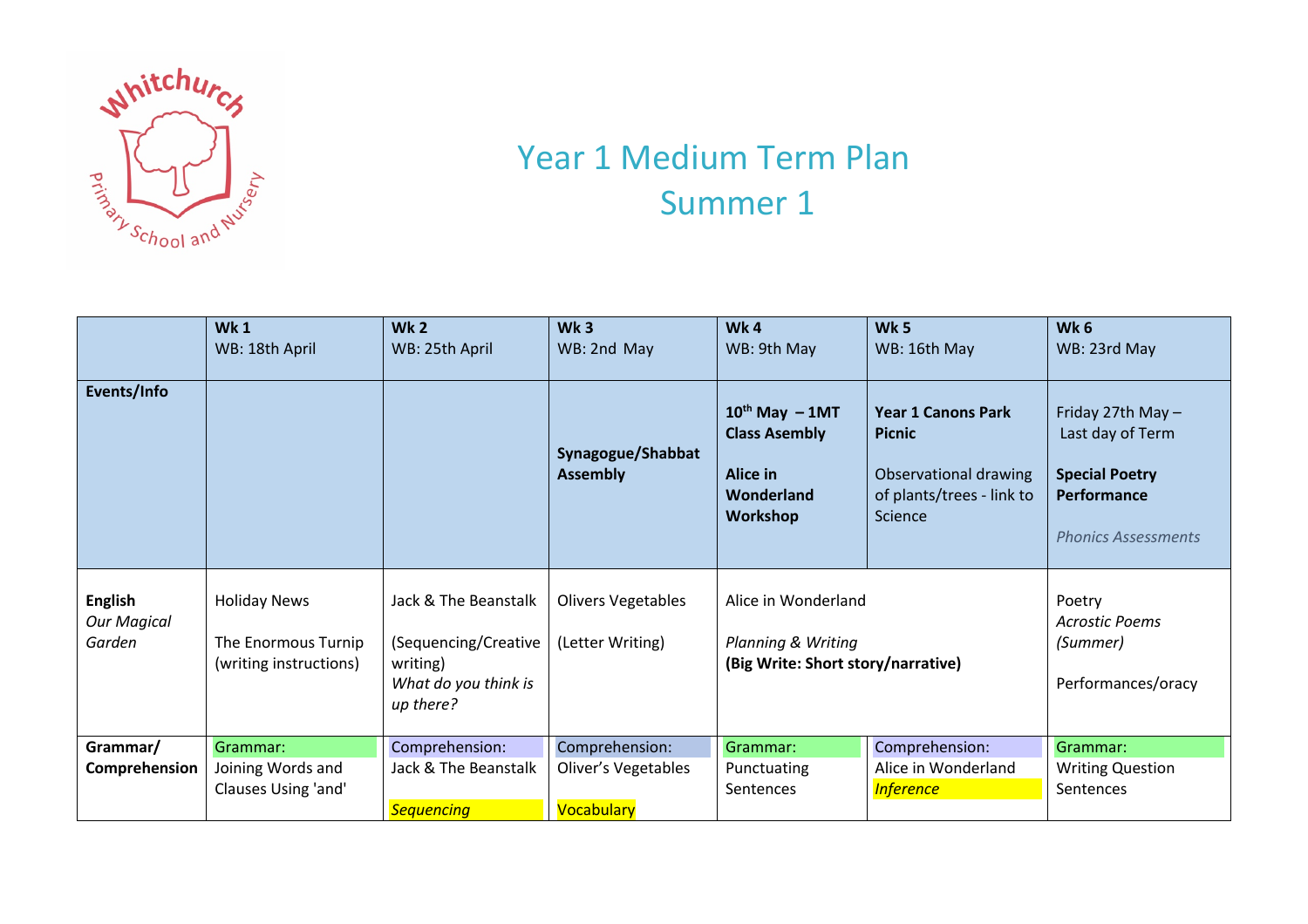# Year 1 Medium Term Plan
## Summer 1

| | **Wk 1** WB: 18th April | **Wk 2** WB: 25th April | **Wk 3** WB: 2nd May | **Wk 4** WB: 9th May | **Wk 5** WB: 16th May | **Wk 6** WB: 23rd May |
|---|---|---|---|---|---|---|
| **Events/Info** | | | **Synagogue/Shabbat Assembly** | **10th May – 1MT Class Asembly** **Alice in Wonderland Workshop** | **Year 1 Canons Park Picnic** Observational drawing of plants/trees - link to Science | Friday 27th May – Last day of Term **Special Poetry Performance** *Phonics Assessments* |
| **English** *Our Magical Garden* | Holiday News The Enormous Turnip (writing instructions) | Jack & The Beanstalk (Sequencing/Creative writing) *What do you think is up there?* | Olivers Vegetables (Letter Writing) | Alice in Wonderland *Planning & Writing* **(Big Write: Short story/narrative)** | | Poetry *Acrostic Poems (Summer)* Performances/oracy |
| **Grammar/ Comprehension** | Grammar: Joining Words and Clauses Using 'and' | Comprehension: Jack & The Beanstalk *Sequencing* | Comprehension: Oliver's Vegetables Vocabulary | Grammar: Punctuating Sentences | Comprehension: Alice in Wonderland *Inference* | Grammar: Writing Question Sentences |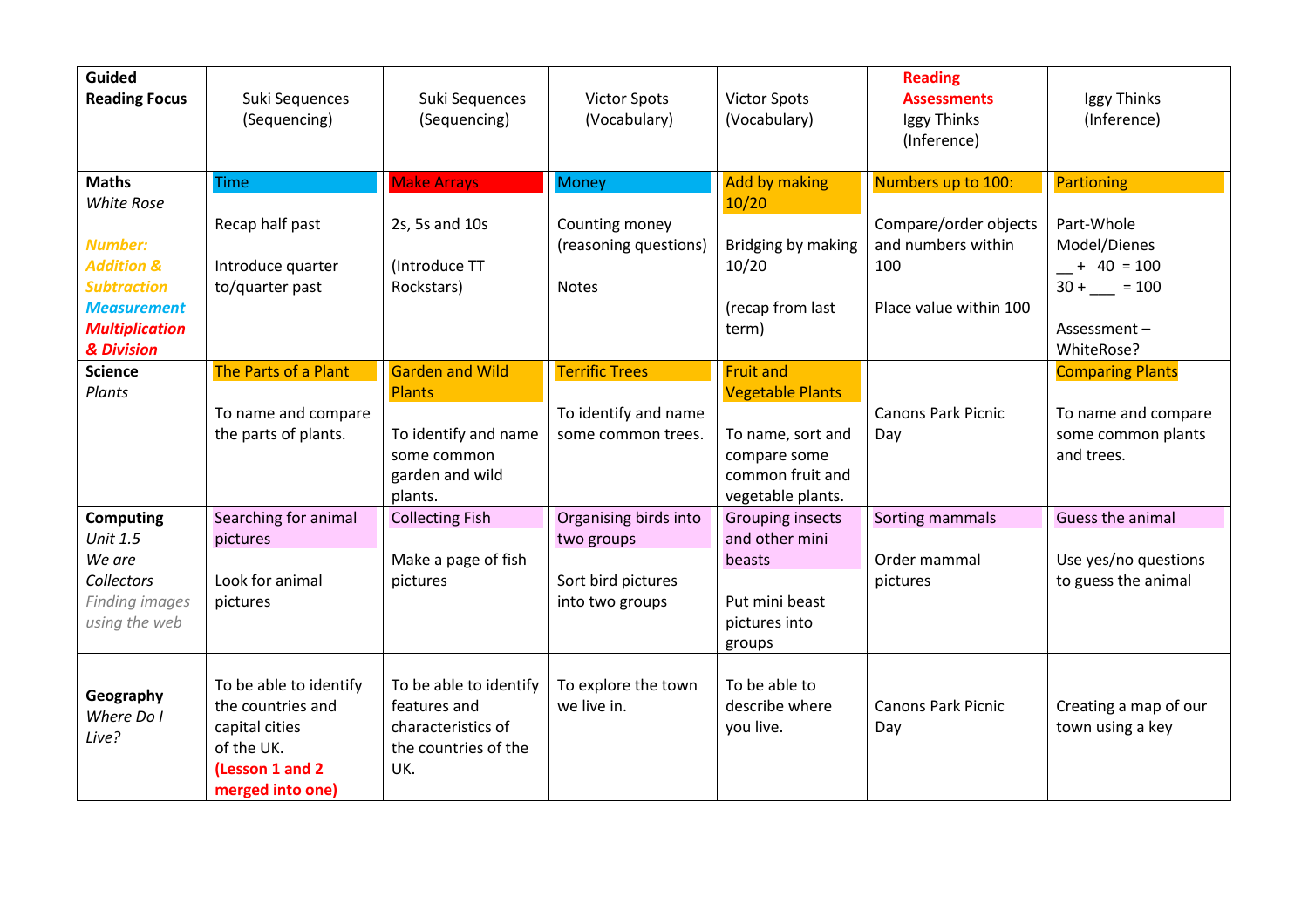| **Guided Reading Focus** | Suki Sequences (Sequencing) | Suki Sequences (Sequencing) | Victor Spots (Vocabulary) | Victor Spots (Vocabulary) | **Reading Assessments** Iggy Thinks (Inference) | Iggy Thinks (Inference) |
|---|---|---|---|---|---|---|
| **Maths** *White Rose* ***Number: Addition & Subtraction*** ***Measurement*** ***Multiplication & Division*** | Time<br><br>Recap half past<br><br>Introduce quarter to/quarter past | Make Arrays<br><br>2s, 5s and 10s<br><br>(Introduce TT Rockstars) | Money<br><br>Counting money (reasoning questions)<br><br>Notes | Add by making 10/20<br><br>Bridging by making 10/20<br><br>(recap from last term) | Numbers up to 100:<br><br>Compare/order objects and numbers within 100<br><br>Place value within 100 | Partioning<br><br>Part-Whole Model/Dienes<br>__ + 40 = 100<br>30 + ___ = 100<br><br>Assessment – WhiteRose? |
| **Science** *Plants* | The Parts of a Plant<br><br>To name and compare the parts of plants. | Garden and Wild Plants<br><br>To identify and name some common garden and wild plants. | Terrific Trees<br><br>To identify and name some common trees. | Fruit and Vegetable Plants<br><br>To name, sort and compare some common fruit and vegetable plants. | Canons Park Picnic Day | Comparing Plants<br><br>To name and compare some common plants and trees. |
| **Computing** *Unit 1.5 We are Collectors* *Finding images using the web* | Searching for animal pictures<br><br>Look for animal pictures | Collecting Fish<br><br>Make a page of fish pictures | Organising birds into two groups<br><br>Sort bird pictures into two groups | Grouping insects and other mini beasts<br><br>Put mini beast pictures into groups | Sorting mammals<br><br>Order mammal pictures | Guess the animal<br><br>Use yes/no questions to guess the animal |
| **Geography** *Where Do I Live?* | To be able to identify the countries and capital cities of the UK. **(Lesson 1 and 2 merged into one)** | To be able to identify features and characteristics of the countries of the UK. | To explore the town we live in. | To be able to describe where you live. | Canons Park Picnic Day | Creating a map of our town using a key |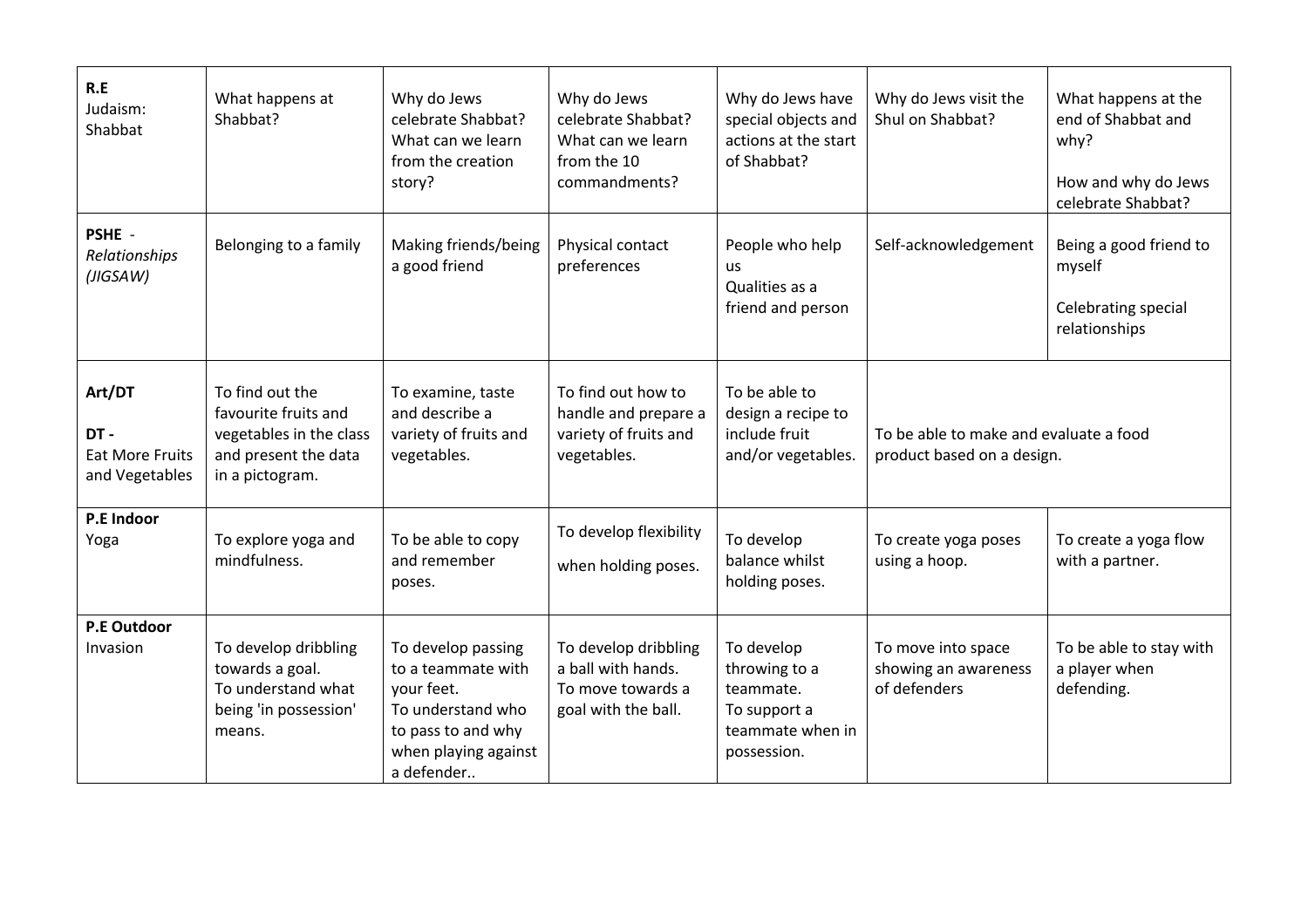| | | | | | | |
|---|---|---|---|---|---|---|
| **R.E**<br>Judaism: Shabbat | What happens at Shabbat? | Why do Jews celebrate Shabbat? What can we learn from the creation story? | Why do Jews celebrate Shabbat? What can we learn from the 10 commandments? | Why do Jews have special objects and actions at the start of Shabbat? | Why do Jews visit the Shul on Shabbat? | What happens at the end of Shabbat and why?<br><br>How and why do Jews celebrate Shabbat? |
| **PSHE** - *Relationships (JIGSAW)* | Belonging to a family | Making friends/being a good friend | Physical contact preferences | People who help us<br>Qualities as a friend and person | Self-acknowledgement | Being a good friend to myself<br><br>Celebrating special relationships |
| **Art/DT**<br><br>**DT -**<br>Eat More Fruits and Vegetables | To find out the favourite fruits and vegetables in the class and present the data in a pictogram. | To examine, taste and describe a variety of fruits and vegetables. | To find out how to handle and prepare a variety of fruits and vegetables. | To be able to design a recipe to include fruit and/or vegetables. | To be able to make and evaluate a food product based on a design. | |
| **P.E Indoor**<br>Yoga | To explore yoga and mindfulness. | To be able to copy and remember poses. | To develop flexibility when holding poses. | To develop balance whilst holding poses. | To create yoga poses using a hoop. | To create a yoga flow with a partner. |
| **P.E Outdoor**<br>Invasion | To develop dribbling towards a goal.<br>To understand what being 'in possession' means. | To develop passing to a teammate with your feet.<br>To understand who to pass to and why when playing against a defender.. | To develop dribbling a ball with hands.<br>To move towards a goal with the ball. | To develop throwing to a teammate.<br>To support a teammate when in possession. | To move into space showing an awareness of defenders | To be able to stay with a player when defending. |